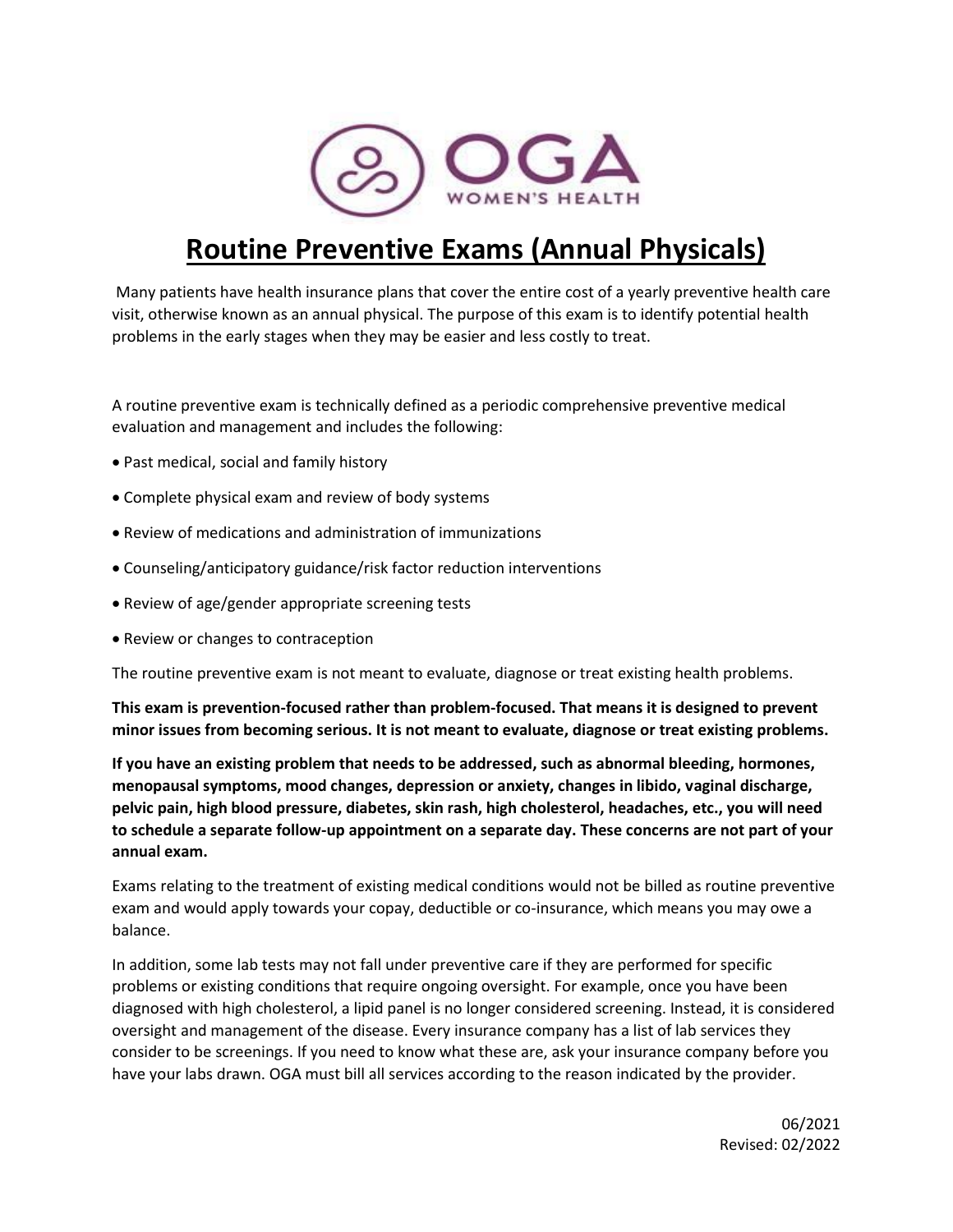OGA WOMEN'S HEALTH

# Routine Preventive Exams (Annual Physicals)

Many patients have health insurance plans that cover the entire cost of a yearly preventive health care visit, otherwise known as an annual physical. The purpose of this exam is to identify potential health problems in the early stages when they may be easier and less costly to treat.

A routine preventive exam is technically defined as a periodic comprehensive preventive medical evaluation and management and includes the following:

- Past medical, social and family history
- Complete physical exam and review of body systems
- Review of medications and administration of immunizations
- Counseling/anticipatory guidance/risk factor reduction interventions
- Review of age/gender appropriate screening tests
- Review or changes to contraception

The routine preventive exam is not meant to evaluate, diagnose or treat existing health problems.

**This exam is prevention-focused rather than problem-focused. That means it is designed to prevent minor issues from becoming serious. It is not meant to evaluate, diagnose or treat existing problems.**

**If you have an existing problem that needs to be addressed, such as abnormal bleeding, hormones, menopausal symptoms, mood changes, depression or anxiety, changes in libido, vaginal discharge, pelvic pain, high blood pressure, diabetes, skin rash, high cholesterol, headaches, etc., you will need to schedule a separate follow-up appointment on a separate day. These concerns are not part of your annual exam.**

Exams relating to the treatment of existing medical conditions would not be billed as routine preventive exam and would apply towards your copay, deductible or co-insurance, which means you may owe a balance.

In addition, some lab tests may not fall under preventive care if they are performed for specific problems or existing conditions that require ongoing oversight. For example, once you have been diagnosed with high cholesterol, a lipid panel is no longer considered screening. Instead, it is considered oversight and management of the disease. Every insurance company has a list of lab services they consider to be screenings. If you need to know what these are, ask your insurance company before you have your labs drawn. OGA must bill all services according to the reason indicated by the provider.

06/2021
Revised: 02/2022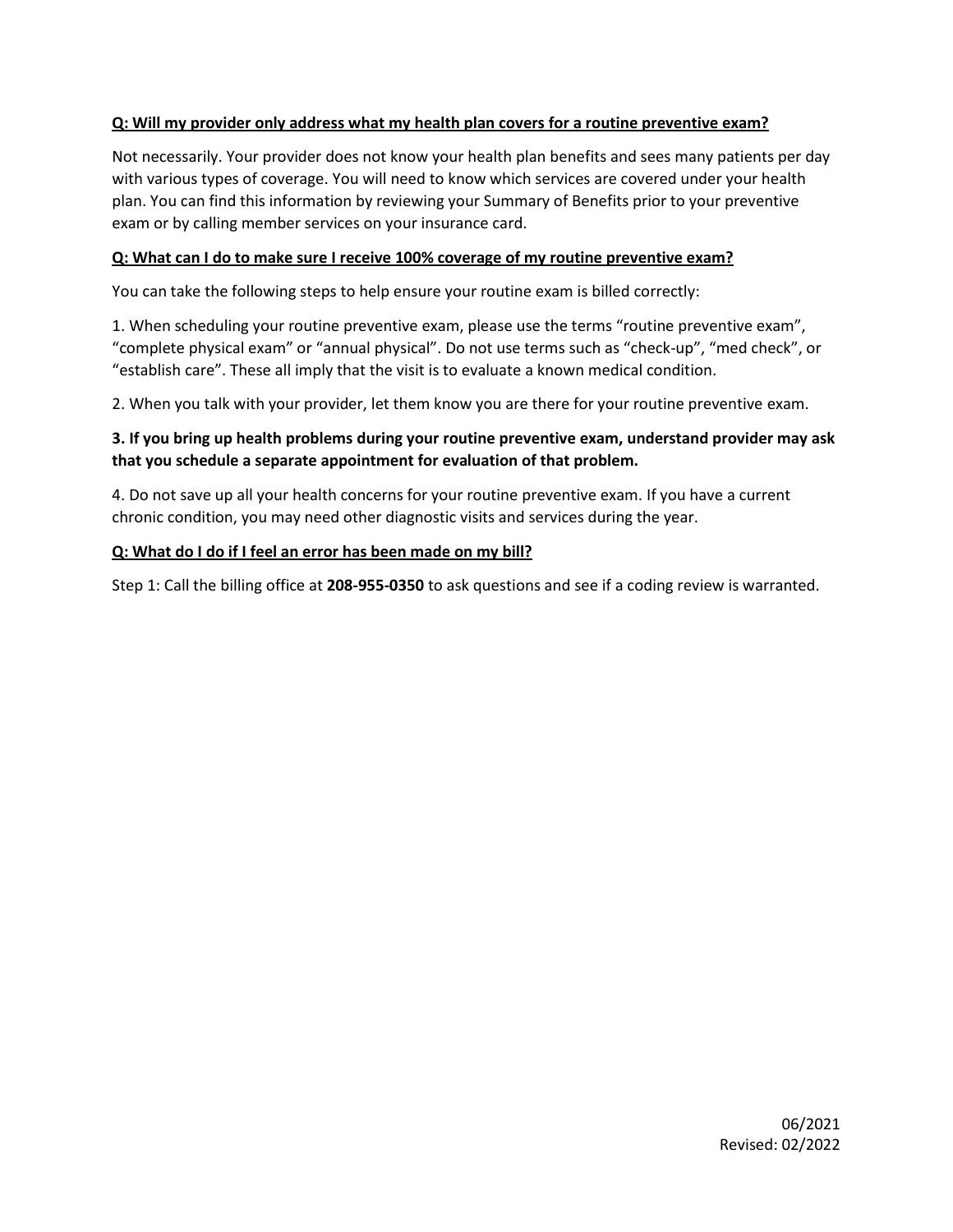**Q: Will my provider only address what my health plan covers for a routine preventive exam?**

Not necessarily. Your provider does not know your health plan benefits and sees many patients per day with various types of coverage. You will need to know which services are covered under your health plan. You can find this information by reviewing your Summary of Benefits prior to your preventive exam or by calling member services on your insurance card.

**Q: What can I do to make sure I receive 100% coverage of my routine preventive exam?**

You can take the following steps to help ensure your routine exam is billed correctly:

1. When scheduling your routine preventive exam, please use the terms "routine preventive exam", "complete physical exam" or "annual physical". Do not use terms such as "check-up", "med check", or "establish care". These all imply that the visit is to evaluate a known medical condition.

2. When you talk with your provider, let them know you are there for your routine preventive exam.

**3. If you bring up health problems during your routine preventive exam, understand provider may ask that you schedule a separate appointment for evaluation of that problem.**

4. Do not save up all your health concerns for your routine preventive exam. If you have a current chronic condition, you may need other diagnostic visits and services during the year.

**Q: What do I do if I feel an error has been made on my bill?**

Step 1: Call the billing office at **208-955-0350** to ask questions and see if a coding review is warranted.

06/2021
Revised: 02/2022